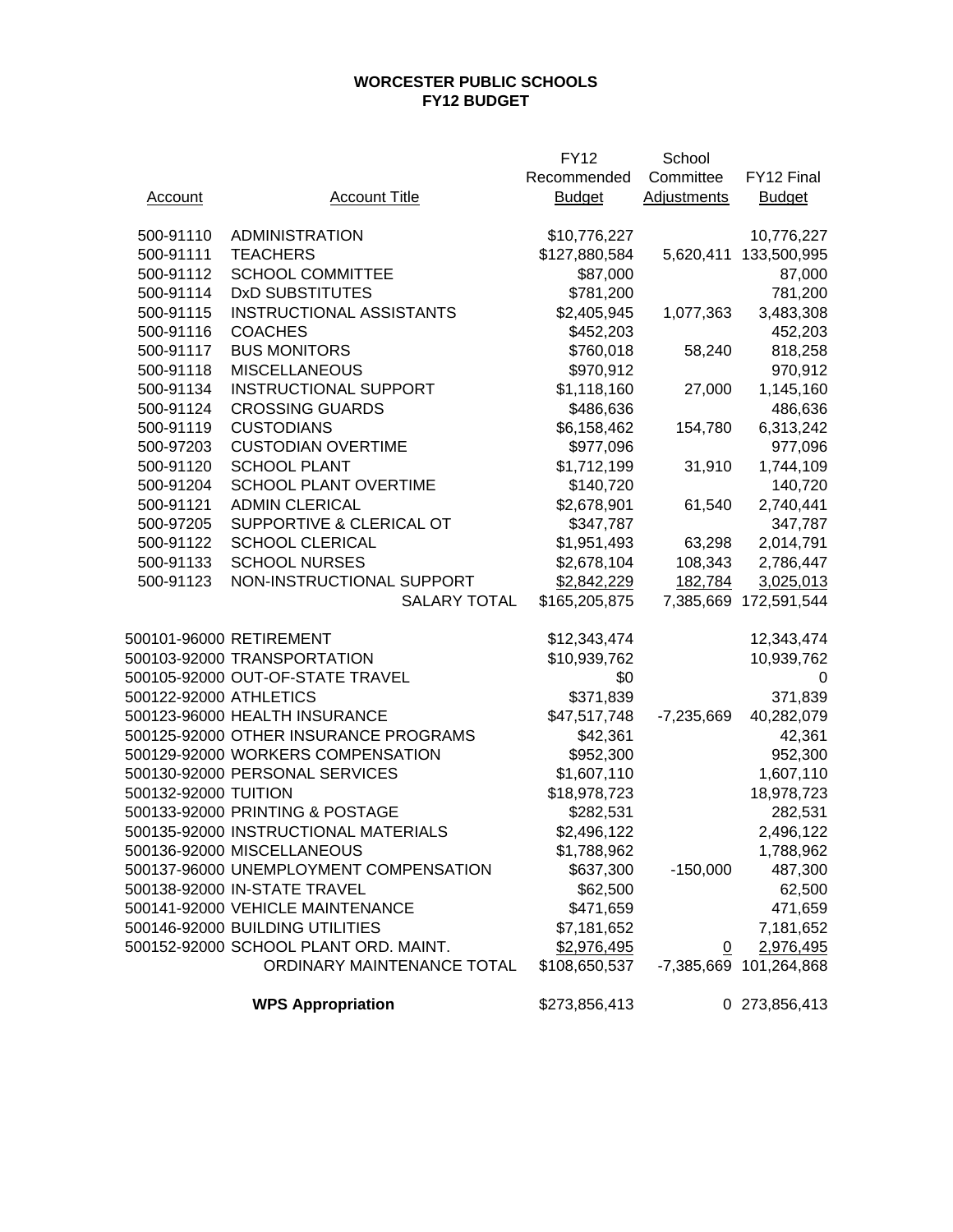# WORCESTER PUBLIC SCHOOLS
## FY12 BUDGET

| Account | Account Title | FY12 Recommended Budget | School Committee Adjustments | FY12 Final Budget |
|---|---|---|---|---|
| 500-91110 | ADMINISTRATION | $10,776,227 | | 10,776,227 |
| 500-91111 | TEACHERS | $127,880,584 | 5,620,411 | 133,500,995 |
| 500-91112 | SCHOOL COMMITTEE | $87,000 | | 87,000 |
| 500-91114 | DxD SUBSTITUTES | $781,200 | | 781,200 |
| 500-91115 | INSTRUCTIONAL ASSISTANTS | $2,405,945 | 1,077,363 | 3,483,308 |
| 500-91116 | COACHES | $452,203 | | 452,203 |
| 500-91117 | BUS MONITORS | $760,018 | 58,240 | 818,258 |
| 500-91118 | MISCELLANEOUS | $970,912 | | 970,912 |
| 500-91134 | INSTRUCTIONAL SUPPORT | $1,118,160 | 27,000 | 1,145,160 |
| 500-91124 | CROSSING GUARDS | $486,636 | | 486,636 |
| 500-91119 | CUSTODIANS | $6,158,462 | 154,780 | 6,313,242 |
| 500-97203 | CUSTODIAN OVERTIME | $977,096 | | 977,096 |
| 500-91120 | SCHOOL PLANT | $1,712,199 | 31,910 | 1,744,109 |
| 500-91204 | SCHOOL PLANT OVERTIME | $140,720 | | 140,720 |
| 500-91121 | ADMIN CLERICAL | $2,678,901 | 61,540 | 2,740,441 |
| 500-97205 | SUPPORTIVE & CLERICAL OT | $347,787 | | 347,787 |
| 500-91122 | SCHOOL CLERICAL | $1,951,493 | 63,298 | 2,014,791 |
| 500-91133 | SCHOOL NURSES | $2,678,104 | 108,343 | 2,786,447 |
| 500-91123 | NON-INSTRUCTIONAL SUPPORT | $2,842,229 | 182,784 | 3,025,013 |
| | SALARY TOTAL | $165,205,875 | 7,385,669 | 172,591,544 |
| 500101-96000 | RETIREMENT | $12,343,474 | | 12,343,474 |
| 500103-92000 | TRANSPORTATION | $10,939,762 | | 10,939,762 |
| 500105-92000 | OUT-OF-STATE TRAVEL | $0 | | 0 |
| 500122-92000 | ATHLETICS | $371,839 | | 371,839 |
| 500123-96000 | HEALTH INSURANCE | $47,517,748 | -7,235,669 | 40,282,079 |
| 500125-92000 | OTHER INSURANCE PROGRAMS | $42,361 | | 42,361 |
| 500129-92000 | WORKERS COMPENSATION | $952,300 | | 952,300 |
| 500130-92000 | PERSONAL SERVICES | $1,607,110 | | 1,607,110 |
| 500132-92000 | TUITION | $18,978,723 | | 18,978,723 |
| 500133-92000 | PRINTING & POSTAGE | $282,531 | | 282,531 |
| 500135-92000 | INSTRUCTIONAL MATERIALS | $2,496,122 | | 2,496,122 |
| 500136-92000 | MISCELLANEOUS | $1,788,962 | | 1,788,962 |
| 500137-96000 | UNEMPLOYMENT COMPENSATION | $637,300 | -150,000 | 487,300 |
| 500138-92000 | IN-STATE TRAVEL | $62,500 | | 62,500 |
| 500141-92000 | VEHICLE MAINTENANCE | $471,659 | | 471,659 |
| 500146-92000 | BUILDING UTILITIES | $7,181,652 | | 7,181,652 |
| 500152-92000 | SCHOOL PLANT ORD. MAINT. | $2,976,495 | 0 | 2,976,495 |
| | ORDINARY MAINTENANCE TOTAL | $108,650,537 | -7,385,669 | 101,264,868 |
| | **WPS Appropriation** | $273,856,413 | 0 | 273,856,413 |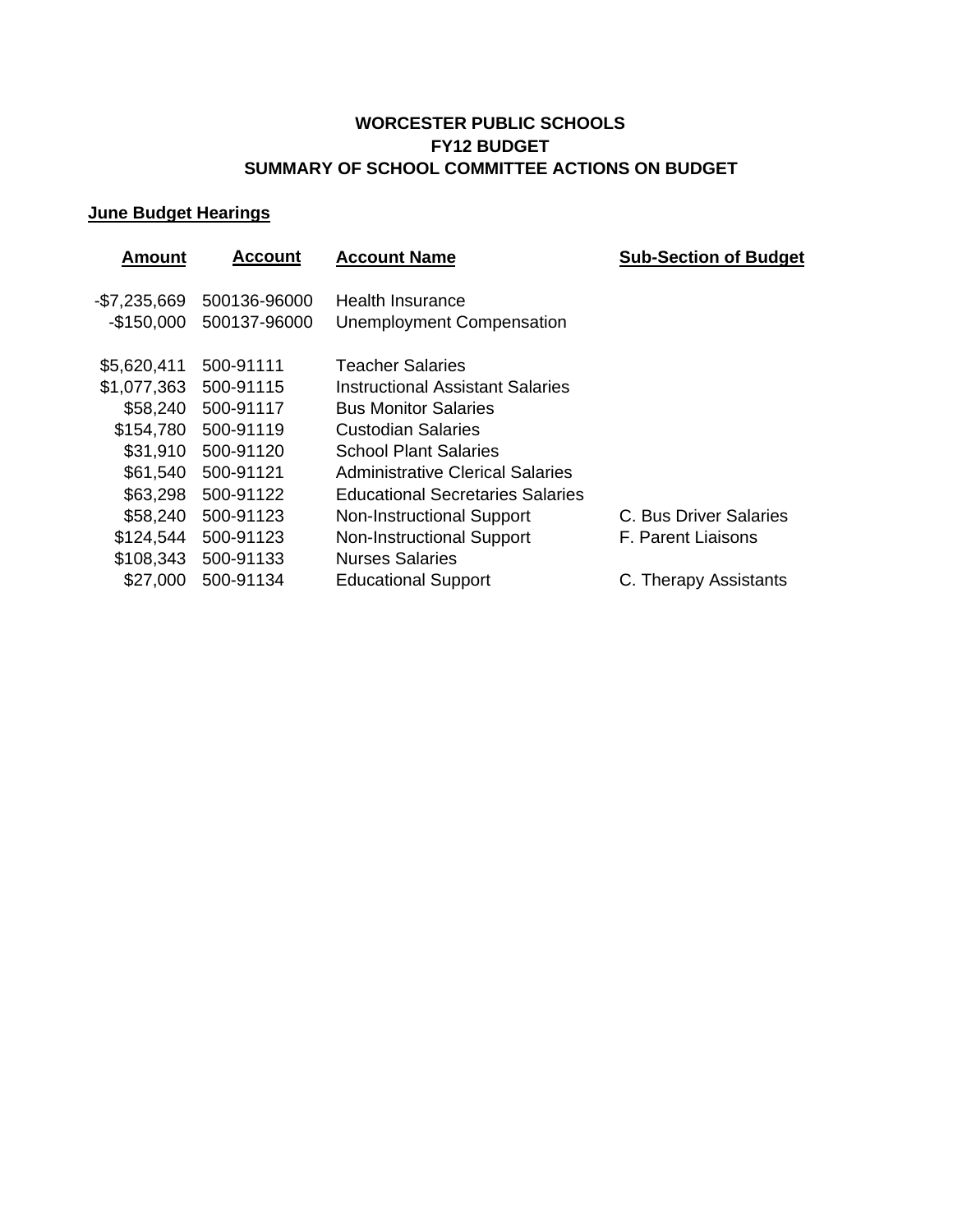**WORCESTER PUBLIC SCHOOLS**
**FY12 BUDGET**
**SUMMARY OF SCHOOL COMMITTEE ACTIONS ON BUDGET**

**June Budget Hearings**

| Amount | Account | Account Name | Sub-Section of Budget |
|---|---|---|---|
| -$7,235,669 | 500136-96000 | Health Insurance | |
| -$150,000 | 500137-96000 | Unemployment Compensation | |
| $5,620,411 | 500-91111 | Teacher Salaries | |
| $1,077,363 | 500-91115 | Instructional Assistant Salaries | |
| $58,240 | 500-91117 | Bus Monitor Salaries | |
| $154,780 | 500-91119 | Custodian Salaries | |
| $31,910 | 500-91120 | School Plant Salaries | |
| $61,540 | 500-91121 | Administrative Clerical Salaries | |
| $63,298 | 500-91122 | Educational Secretaries Salaries | |
| $58,240 | 500-91123 | Non-Instructional Support | C. Bus Driver Salaries |
| $124,544 | 500-91123 | Non-Instructional Support | F. Parent Liaisons |
| $108,343 | 500-91133 | Nurses Salaries | |
| $27,000 | 500-91134 | Educational Support | C. Therapy Assistants |